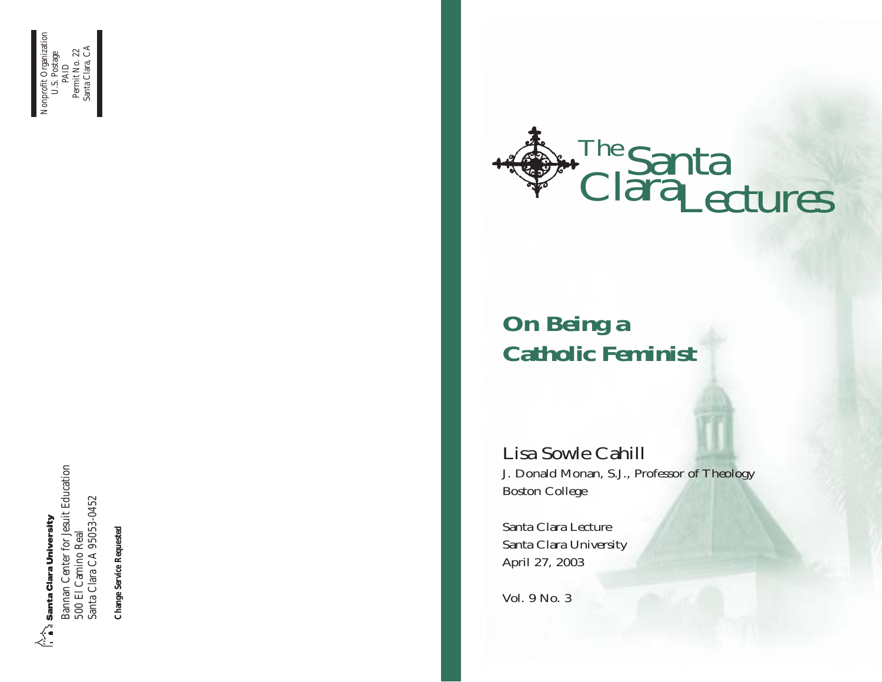Nonprofit Organization
U.S. Postage
PAID
Permit No. 22
Santa Clara, CA

Santa Clara University
Bannan Center for Jesuit Education
500 El Camino Real
Santa Clara CA 95053-0452

**Change Service Requested**

# The Santa Clara Lectures

## On Being a Catholic Feminist

Lisa Sowle Cahill
J. Donald Monan, S.J., Professor of Theology
Boston College

Santa Clara Lecture
Santa Clara University
April 27, 2003

Vol. 9 No. 3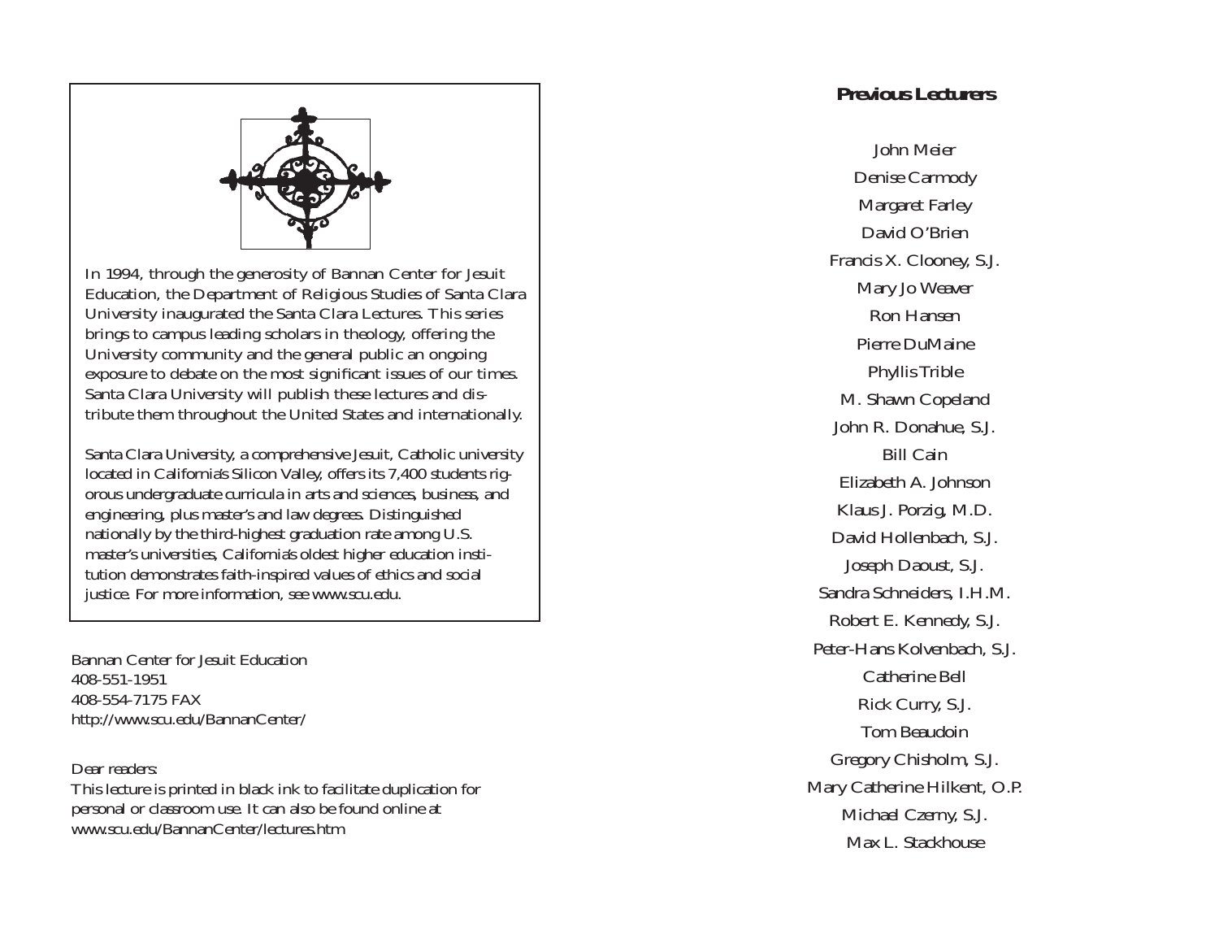In 1994, through the generosity of Bannan Center for Jesuit Education, the Department of Religious Studies of Santa Clara University inaugurated the Santa Clara Lectures. This series brings to campus leading scholars in theology, offering the University community and the general public an ongoing exposure to debate on the most significant issues of our times. Santa Clara University will publish these lectures and distribute them throughout the United States and internationally.

Santa Clara University, a comprehensive Jesuit, Catholic university located in California's Silicon Valley, offers its 7,400 students rigorous undergraduate curricula in arts and sciences, business, and engineering, plus master's and law degrees. Distinguished nationally by the third-highest graduation rate among U.S. master's universities, California's oldest higher education institution demonstrates faith-inspired values of ethics and social justice. For more information, see www.scu.edu.

Bannan Center for Jesuit Education
408-551-1951
408-554-7175 FAX
http://www.scu.edu/BannanCenter/

Dear readers:
This lecture is printed in black ink to facilitate duplication for personal or classroom use. It can also be found online at www.scu.edu/BannanCenter/lectures.htm

## Previous Lecturers

John Meier
Denise Carmody
Margaret Farley
David O'Brien
Francis X. Clooney, S.J.
Mary Jo Weaver
Ron Hansen
Pierre DuMaine
Phyllis Trible
M. Shawn Copeland
John R. Donahue, S.J.
Bill Cain
Elizabeth A. Johnson
Klaus J. Porzig, M.D.
David Hollenbach, S.J.
Joseph Daoust, S.J.
Sandra Schneiders, I.H.M.
Robert E. Kennedy, S.J.
Peter-Hans Kolvenbach, S.J.
Catherine Bell
Rick Curry, S.J.
Tom Beaudoin
Gregory Chisholm, S.J.
Mary Catherine Hilkert, O.P.
Michael Czerny, S.J.
Max L. Stackhouse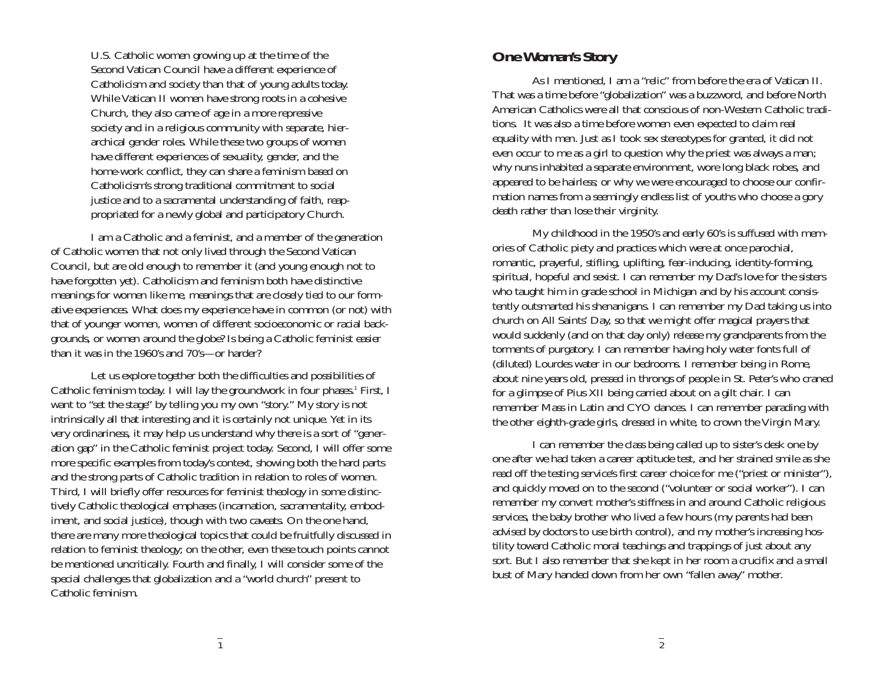U.S. Catholic women growing up at the time of the Second Vatican Council have a different experience of Catholicism and society than that of young adults today. While Vatican II women have strong roots in a cohesive Church, they also came of age in a more repressive society and in a religious community with separate, hierarchical gender roles. While these two groups of women have different experiences of sexuality, gender, and the home-work conflict, they can share a feminism based on Catholicism's strong traditional commitment to social justice and to a sacramental understanding of faith, reappropriated for a newly global and participatory Church.

I am a Catholic and a feminist, and a member of the generation of Catholic women that not only lived through the Second Vatican Council, but are old enough to remember it (and young enough not to have forgotten yet). Catholicism and feminism both have distinctive meanings for women like me, meanings that are closely tied to our formative experiences. What does my experience have in common (or not) with that of younger women, women of different socioeconomic or racial backgrounds, or women around the globe? Is being a Catholic feminist easier than it was in the 1960's and 70's—or harder?

Let us explore together both the difficulties and possibilities of Catholic feminism today. I will lay the groundwork in four phases.[1] First, I want to "set the stage" by telling you my own "story." My story is not intrinsically all that interesting and it is certainly not unique. Yet in its very ordinariness, it may help us understand why there is a sort of "generation gap" in the Catholic feminist project today. Second, I will offer some more specific examples from today's context, showing both the hard parts and the strong parts of Catholic tradition in relation to roles of women. Third, I will briefly offer resources for feminist theology in some distinctively Catholic theological emphases (incarnation, sacramentality, embodiment, and social justice), though with two caveats. On the one hand, there are many more theological topics that could be fruitfully discussed in relation to feminist theology; on the other, even these touch points cannot be mentioned uncritically. Fourth and finally, I will consider some of the special challenges that globalization and a "world church" present to Catholic feminism.

## One Woman's Story

As I mentioned, I am a "relic" from before the era of Vatican II. That was a time before "globalization" was a buzzword, and before North American Catholics were all that conscious of non-Western Catholic traditions. It was also a time before women even expected to claim real equality with men. Just as I took sex stereotypes for granted, it did not even occur to me as a girl to question why the priest was always a man; why nuns inhabited a separate environment, wore long black robes, and appeared to be hairless; or why we were encouraged to choose our confirmation names from a seemingly endless list of youths who choose a gory death rather than lose their virginity.

My childhood in the 1950's and early 60's is suffused with memories of Catholic piety and practices which were at once parochial, romantic, prayerful, stifling, uplifting, fear-inducing, identity-forming, spiritual, hopeful and sexist. I can remember my Dad's love for the sisters who taught him in grade school in Michigan and by his account consistently outsmarted his shenanigans. I can remember my Dad taking us into church on All Saints' Day, so that we might offer magical prayers that would suddenly (and on that day only) release my grandparents from the torments of purgatory. I can remember having holy water fonts full of (diluted) Lourdes water in our bedrooms. I remember being in Rome, about nine years old, pressed in throngs of people in St. Peter's who craned for a glimpse of Pius XII being carried about on a gilt chair. I can remember Mass in Latin and CYO dances. I can remember parading with the other eighth-grade girls, dressed in white, to crown the Virgin Mary.

I can remember the class being called up to sister's desk one by one after we had taken a career aptitude test, and her strained smile as she read off the testing service's first career choice for me ("priest or minister"), and quickly moved on to the second ("volunteer or social worker"). I can remember my convert mother's stiffness in and around Catholic religious services, the baby brother who lived a few hours (my parents had been advised by doctors to use birth control), and my mother's increasing hostility toward Catholic moral teachings and trappings of just about any sort. But I also remember that she kept in her room a crucifix and a small bust of Mary handed down from her own "fallen away" mother.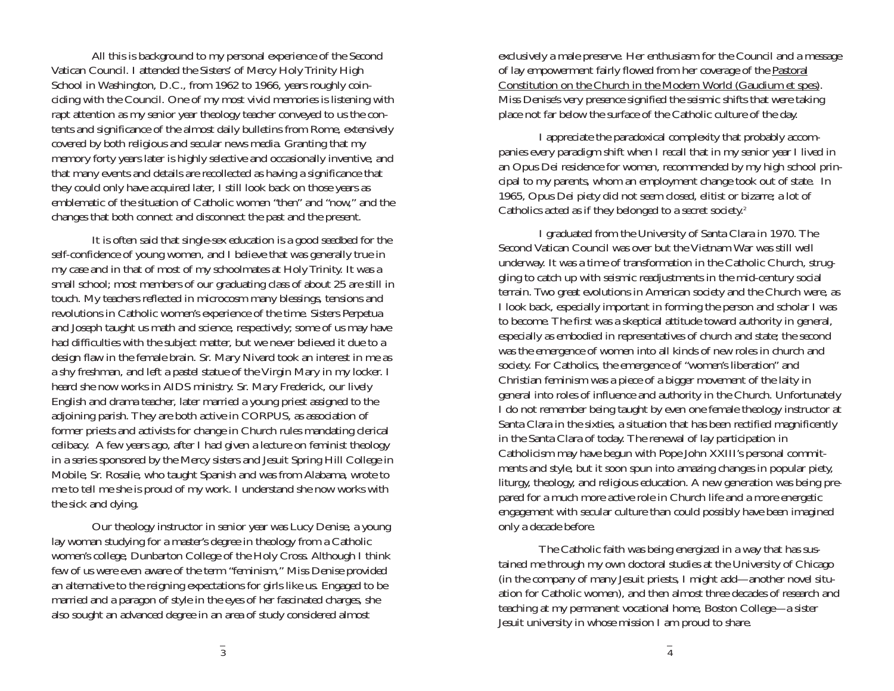All this is background to my personal experience of the Second Vatican Council. I attended the Sisters' of Mercy Holy Trinity High School in Washington, D.C., from 1962 to 1966, years roughly coinciding with the Council. One of my most vivid memories is listening with rapt attention as my senior year theology teacher conveyed to us the contents and significance of the almost daily bulletins from Rome, extensively covered by both religious and secular news media. Granting that my memory forty years later is highly selective and occasionally inventive, and that many events and details are recollected as having a significance that they could only have acquired later, I still look back on those years as emblematic of the situation of Catholic women "then" and "now," and the changes that both connect and disconnect the past and the present.

It is often said that single-sex education is a good seedbed for the self-confidence of young women, and I believe that was generally true in my case and in that of most of my schoolmates at Holy Trinity. It was a small school; most members of our graduating class of about 25 are still in touch. My teachers reflected in microcosm many blessings, tensions and revolutions in Catholic women's experience of the time. Sisters Perpetua and Joseph taught us math and science, respectively; some of us may have had difficulties with the subject matter, but we never believed it due to a design flaw in the female brain. Sr. Mary Nivard took an interest in me as a shy freshman, and left a pastel statue of the Virgin Mary in my locker. I heard she now works in AIDS ministry. Sr. Mary Frederick, our lively English and drama teacher, later married a young priest assigned to the adjoining parish. They are both active in CORPUS, as association of former priests and activists for change in Church rules mandating clerical celibacy. A few years ago, after I had given a lecture on feminist theology in a series sponsored by the Mercy sisters and Jesuit Spring Hill College in Mobile, Sr. Rosalie, who taught Spanish and was from Alabama, wrote to me to tell me she is proud of my work. I understand she now works with the sick and dying.

Our theology instructor in senior year was Lucy Denise, a young lay woman studying for a master's degree in theology from a Catholic women's college, Dunbarton College of the Holy Cross. Although I think few of us were even aware of the term "feminism," Miss Denise provided an alternative to the reigning expectations for girls like us. Engaged to be married and a paragon of style in the eyes of her fascinated charges, she also sought an advanced degree in an area of study considered almost exclusively a male preserve. Her enthusiasm for the Council and a message of lay empowerment fairly flowed from her coverage of the Pastoral Constitution on the Church in the Modern World (*Gaudium et spes*). Miss Denise's very presence signified the seismic shifts that were taking place not far below the surface of the Catholic culture of the day.

I appreciate the paradoxical complexity that probably accompanies every paradigm shift when I recall that in my senior year I lived in an Opus Dei residence for women, recommended by my high school principal to my parents, whom an employment change took out of state. In 1965, Opus Dei piety did not seem closed, elitist or bizarre; a lot of Catholics acted as if they belonged to a secret society.[2]

I graduated from the University of Santa Clara in 1970. The Second Vatican Council was over but the Vietnam War was still well underway. It was a time of transformation in the Catholic Church, struggling to catch up with seismic readjustments in the mid-century social terrain. Two great evolutions in American society and the Church were, as I look back, especially important in forming the person and scholar I was to become. The first was a skeptical attitude toward authority in general, especially as embodied in representatives of church and state; the second was the emergence of women into all kinds of new roles in church and society. For Catholics, the emergence of "women's liberation" and Christian feminism was a piece of a bigger movement of the laity in general into roles of influence and authority in the Church. Unfortunately I do not remember being taught by even one female theology instructor at Santa Clara in the sixties, a situation that has been rectified magnificently in the Santa Clara of today. The renewal of lay participation in Catholicism may have begun with Pope John XXIII's personal commitments and style, but it soon spun into amazing changes in popular piety, liturgy, theology, and religious education. A new generation was being prepared for a much more active role in Church life and a more energetic engagement with secular culture than could possibly have been imagined only a decade before.

The Catholic faith was being energized in a way that has sustained me through my own doctoral studies at the University of Chicago (in the company of many Jesuit priests, I might add—another novel situation for Catholic women), and then almost three decades of research and teaching at my permanent vocational home, Boston College—a sister Jesuit university in whose mission I am proud to share.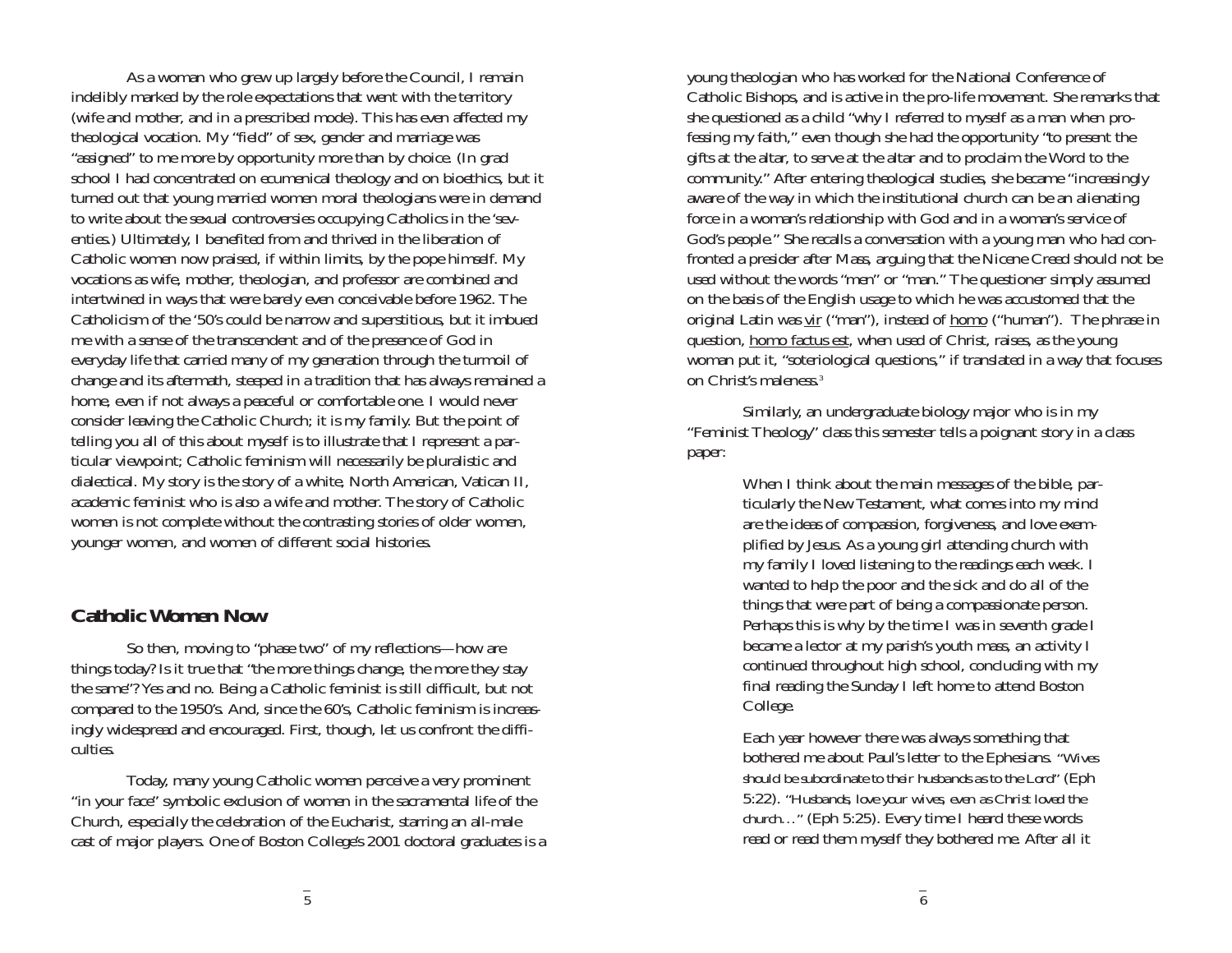As a woman who grew up largely before the Council, I remain indelibly marked by the role expectations that went with the territory (wife and mother, and in a prescribed mode). This has even affected my theological vocation. My "field" of sex, gender and marriage was "assigned" to me more by opportunity more than by choice. (In grad school I had concentrated on ecumenical theology and on bioethics, but it turned out that young married women moral theologians were in demand to write about the sexual controversies occupying Catholics in the 'seventies.) Ultimately, I benefited from and thrived in the liberation of Catholic women now praised, if within limits, by the pope himself. My vocations as wife, mother, theologian, and professor are combined and intertwined in ways that were barely even conceivable before 1962. The Catholicism of the '50's could be narrow and superstitious, but it imbued me with a sense of the transcendent and of the presence of God in everyday life that carried many of my generation through the turmoil of change and its aftermath, steeped in a tradition that has always remained a home, even if not always a peaceful or comfortable one. I would never consider leaving the Catholic Church; it is my family. But the point of telling you all of this about myself is to illustrate that I represent a particular viewpoint; Catholic feminism will necessarily be pluralistic and dialectical. My story is the story of a white, North American, Vatican II, academic feminist who is also a wife and mother. The story of Catholic women is not complete without the contrasting stories of older women, younger women, and women of different social histories.

## Catholic Women Now

So then, moving to "phase two" of my reflections—how are things today? Is it true that "the more things change, the more they stay the same"? Yes and no. Being a Catholic feminist is still difficult, but not compared to the 1950's. And, since the 60's, Catholic feminism is increasingly widespread and encouraged. First, though, let us confront the difficulties.

Today, many young Catholic women perceive a very prominent "in your face" symbolic exclusion of women in the sacramental life of the Church, especially the celebration of the Eucharist, starring an all-male cast of major players. One of Boston College's 2001 doctoral graduates is a young theologian who has worked for the National Conference of Catholic Bishops, and is active in the pro-life movement. She remarks that she questioned as a child "why I referred to myself as a man when professing my faith," even though she had the opportunity "to present the gifts at the altar, to serve at the altar and to proclaim the Word to the community." After entering theological studies, she became "increasingly aware of the way in which the institutional church can be an alienating force in a woman's relationship with God and in a woman's service of God's people." She recalls a conversation with a young man who had confronted a presider after Mass, arguing that the Nicene Creed should not be used without the words "men" or "man." The questioner simply assumed on the basis of the English usage to which he was accustomed that the original Latin was <u>vir</u> ("man"), instead of <u>homo</u> ("human"). The phrase in question, <u>homo factus est</u>, when used of Christ, raises, as the young woman put it, "soteriological questions," if translated in a way that focuses on Christ's maleness.[3]

Similarly, an undergraduate biology major who is in my "Feminist Theology" class this semester tells a poignant story in a class paper:

> When I think about the main messages of the bible, particularly the New Testament, what comes into my mind are the ideas of compassion, forgiveness, and love exemplified by Jesus. As a young girl attending church with my family I loved listening to the readings each week. I wanted to help the poor and the sick and do all of the things that were part of being a compassionate person. Perhaps this is why by the time I was in seventh grade I became a lector at my parish's youth mass, an activity I continued throughout high school, concluding with my final reading the Sunday I left home to attend Boston College.
>
> Each year however there was always something that bothered me about Paul's letter to the Ephesians. "Wives should be subordinate to their husbands as to the Lord" (Eph 5:22). "Husbands, love your wives, even as Christ loved the church…" (Eph 5:25). Every time I heard these words read or read them myself they bothered me. After all it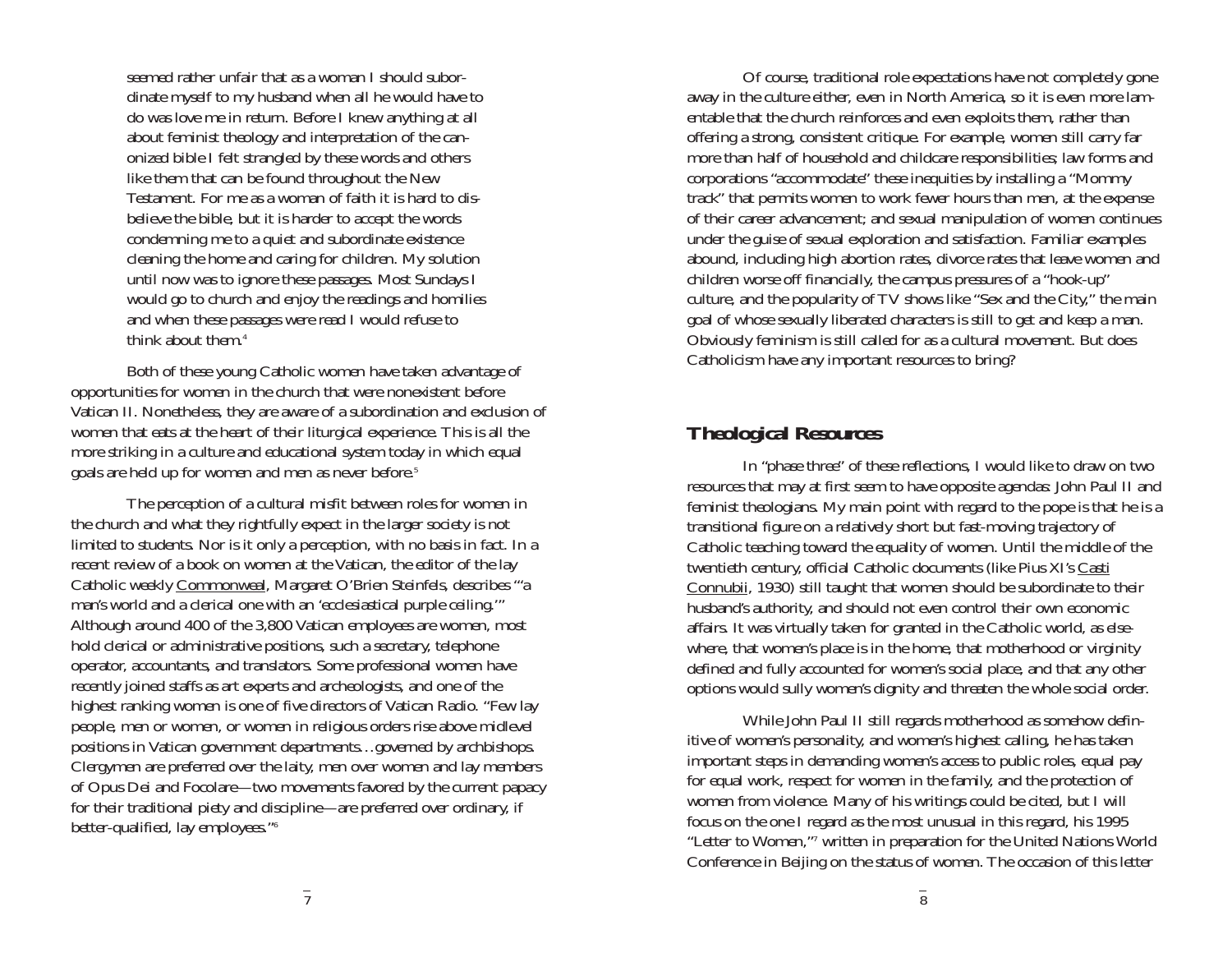seemed rather unfair that as a woman I should subordinate myself to my husband when all he would have to do was love me in return. Before I knew anything at all about feminist theology and interpretation of the canonized bible I felt strangled by these words and others like them that can be found throughout the New Testament. For me as a woman of faith it is hard to disbelieve the bible, but it is harder to accept the words condemning me to a quiet and subordinate existence cleaning the home and caring for children. My solution until now was to ignore these passages. Most Sundays I would go to church and enjoy the readings and homilies and when these passages were read I would refuse to think about them.[4]

Both of these young Catholic women have taken advantage of opportunities for women in the church that were nonexistent before Vatican II. Nonetheless, they are aware of a subordination and exclusion of women that eats at the heart of their liturgical experience. This is all the more striking in a culture and educational system today in which equal goals are held up for women and men as never before.[5]

The perception of a cultural misfit between roles for women in the church and what they rightfully expect in the larger society is not limited to students. Nor is it only a perception, with no basis in fact. In a recent review of a book on women at the Vatican, the editor of the lay Catholic weekly Commonweal, Margaret O'Brien Steinfels, describes "'a man's world and a clerical one with an 'ecclesiastical purple ceiling.'" Although around 400 of the 3,800 Vatican employees are women, most hold clerical or administrative positions, such a secretary, telephone operator, accountants, and translators. Some professional women have recently joined staffs as art experts and archeologists, and one of the highest ranking women is one of five directors of Vatican Radio. "Few lay people, men or women, or women in religious orders rise above midlevel positions in Vatican government departments…governed by archbishops. Clergymen are preferred over the laity, men over women and lay members of Opus Dei and Focolare—two movements favored by the current papacy for their traditional piety and discipline—are preferred over ordinary, if better-qualified, lay employees."[6]

Of course, traditional role expectations have not completely gone away in the culture either, even in North America, so it is even more lamentable that the church reinforces and even exploits them, rather than offering a strong, consistent critique. For example, women still carry far more than half of household and childcare responsibilities; law forms and corporations "accommodate" these inequities by installing a "Mommy track" that permits women to work fewer hours than men, at the expense of their career advancement; and sexual manipulation of women continues under the guise of sexual exploration and satisfaction. Familiar examples abound, including high abortion rates, divorce rates that leave women and children worse off financially, the campus pressures of a "hook-up" culture, and the popularity of TV shows like "Sex and the City," the main goal of whose sexually liberated characters is still to get and keep a man. Obviously feminism is still called for as a cultural movement. But does Catholicism have any important resources to bring?

## Theological Resources

In "phase three" of these reflections, I would like to draw on two resources that may at first seem to have opposite agendas: John Paul II and feminist theologians. My main point with regard to the pope is that he is a transitional figure on a relatively short but fast-moving trajectory of Catholic teaching toward the equality of women. Until the middle of the twentieth century, official Catholic documents (like Pius XI's Casti Connubii, 1930) still taught that women should be subordinate to their husband's authority, and should not even control their own economic affairs. It was virtually taken for granted in the Catholic world, as elsewhere, that women's place is in the home, that motherhood or virginity defined and fully accounted for women's social place, and that any other options would sully women's dignity and threaten the whole social order.

While John Paul II still regards motherhood as somehow definitive of women's personality, and women's highest calling, he has taken important steps in demanding women's access to public roles, equal pay for equal work, respect for women in the family, and the protection of women from violence. Many of his writings could be cited, but I will focus on the one I regard as the most unusual in this regard, his 1995 "Letter to Women,"[7] written in preparation for the United Nations World Conference in Beijing on the status of women. The occasion of this letter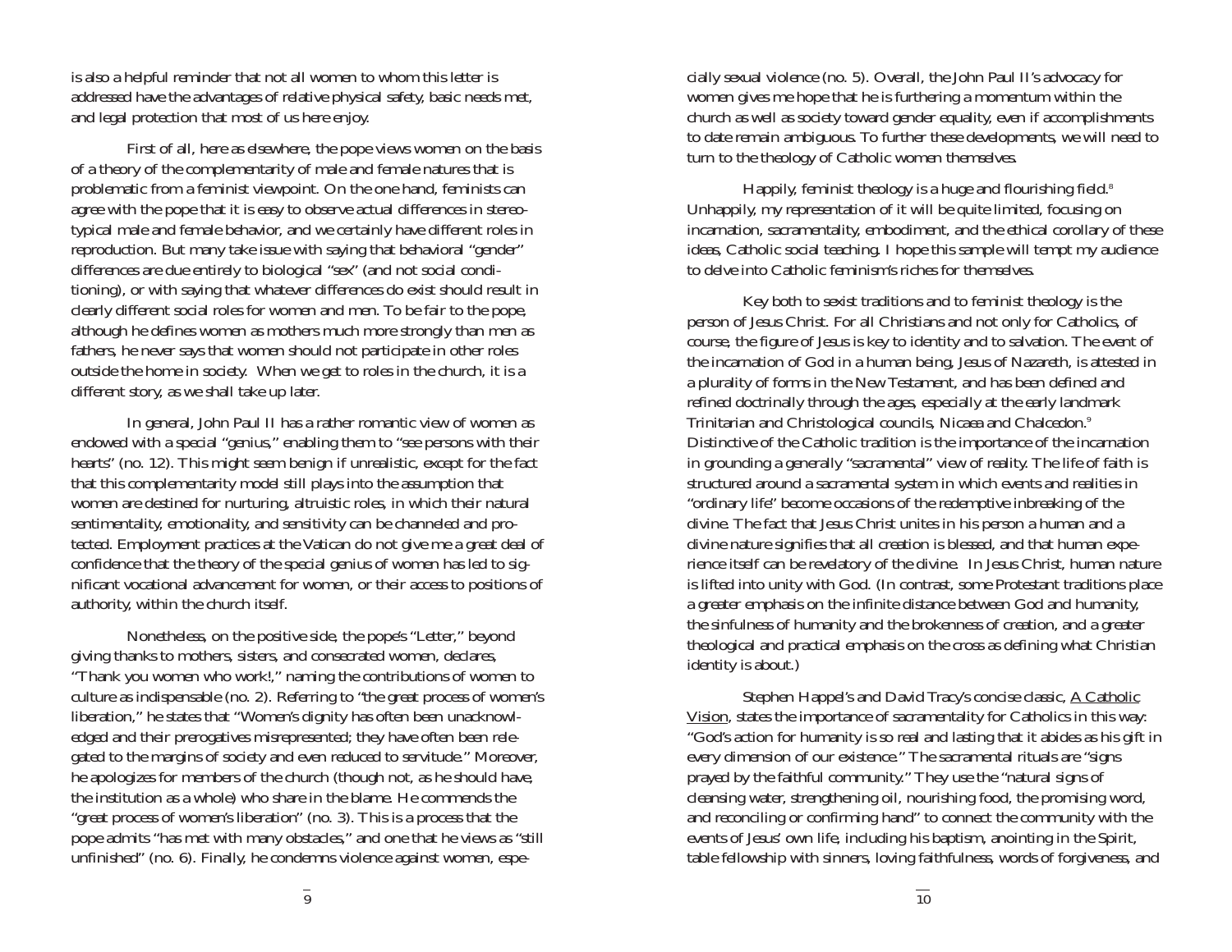is also a helpful reminder that not all women to whom this letter is addressed have the advantages of relative physical safety, basic needs met, and legal protection that most of us here enjoy.

First of all, here as elsewhere, the pope views women on the basis of a theory of the complementarity of male and female natures that is problematic from a feminist viewpoint. On the one hand, feminists can agree with the pope that it is easy to observe actual differences in stereotypical male and female behavior, and we certainly have different roles in reproduction. But many take issue with saying that behavioral "gender" differences are due entirely to biological "sex" (and not social conditioning), or with saying that whatever differences do exist should result in clearly different social roles for women and men. To be fair to the pope, although he defines women as mothers much more strongly than men as fathers, he never says that women should not participate in other roles outside the home in society. When we get to roles in the church, it is a different story, as we shall take up later.

In general, John Paul II has a rather romantic view of women as endowed with a special "genius," enabling them to "see persons with their hearts" (no. 12). This might seem benign if unrealistic, except for the fact that this complementarity model still plays into the assumption that women are destined for nurturing, altruistic roles, in which their natural sentimentality, emotionality, and sensitivity can be channeled and protected. Employment practices at the Vatican do not give me a great deal of confidence that the theory of the special genius of women has led to significant vocational advancement for women, or their access to positions of authority, within the church itself.

Nonetheless, on the positive side, the pope's "Letter," beyond giving thanks to mothers, sisters, and consecrated women, declares, "Thank you women who work!," naming the contributions of women to culture as indispensable (no. 2). Referring to "the great process of women's liberation," he states that "Women's dignity has often been unacknowledged and their prerogatives misrepresented; they have often been relegated to the margins of society and even reduced to servitude." Moreover, he apologizes for members of the church (though not, as he should have, the institution as a whole) who share in the blame. He commends the "great process of women's liberation" (no. 3). This is a process that the pope admits "has met with many obstacles," and one that he views as "still unfinished" (no. 6). Finally, he condemns violence against women, especially sexual violence (no. 5). Overall, the John Paul II's advocacy for women gives me hope that he is furthering a momentum within the church as well as society toward gender equality, even if accomplishments to date remain ambiguous. To further these developments, we will need to turn to the theology of Catholic women themselves.

Happily, feminist theology is a huge and flourishing field.[8] Unhappily, my representation of it will be quite limited, focusing on incarnation, sacramentality, embodiment, and the ethical corollary of these ideas, Catholic social teaching. I hope this sample will tempt my audience to delve into Catholic feminism's riches for themselves.

Key both to sexist traditions and to feminist theology is the person of Jesus Christ. For all Christians and not only for Catholics, of course, the figure of Jesus is key to identity and to salvation. The event of the incarnation of God in a human being, Jesus of Nazareth, is attested in a plurality of forms in the New Testament, and has been defined and refined doctrinally through the ages, especially at the early landmark Trinitarian and Christological councils, Nicaea and Chalcedon.[9] Distinctive of the Catholic tradition is the importance of the incarnation in grounding a generally "sacramental" view of reality. The life of faith is structured around a sacramental system in which events and realities in "ordinary life" become occasions of the redemptive inbreaking of the divine. The fact that Jesus Christ unites in his person a human and a divine nature signifies that all creation is blessed, and that human experience itself can be revelatory of the divine. In Jesus Christ, human nature is lifted into unity with God. (In contrast, some Protestant traditions place a greater emphasis on the infinite distance between God and humanity, the sinfulness of humanity and the brokenness of creation, and a greater theological and practical emphasis on the cross as defining what Christian identity is about.)

Stephen Happel's and David Tracy's concise classic, A Catholic Vision, states the importance of sacramentality for Catholics in this way: "God's action for humanity is so real and lasting that it abides as his gift in every dimension of our existence." The sacramental rituals are "signs prayed by the faithful community." They use the "natural signs of cleansing water, strengthening oil, nourishing food, the promising word, and reconciling or confirming hand" to connect the community with the events of Jesus' own life, including his baptism, anointing in the Spirit, table fellowship with sinners, loving faithfulness, words of forgiveness, and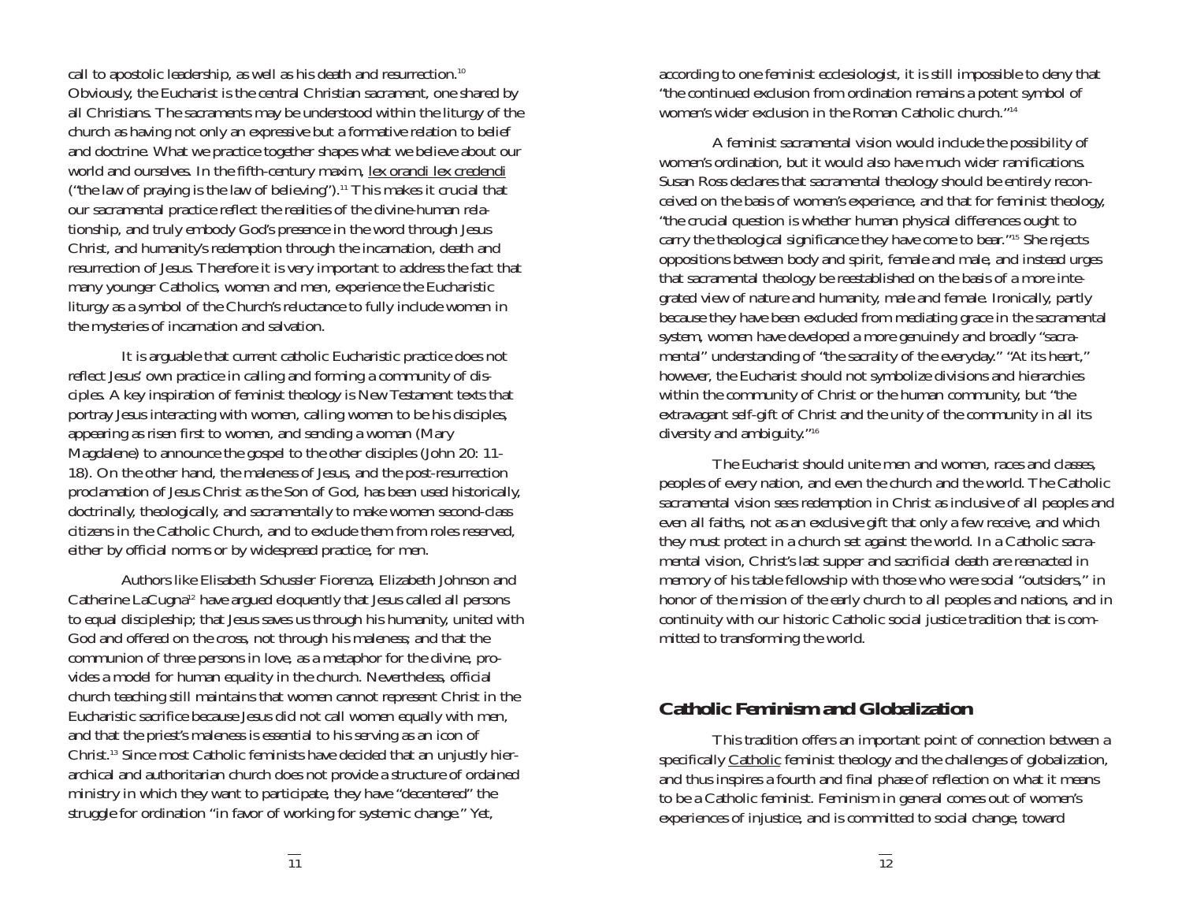call to apostolic leadership, as well as his death and resurrection.[10] Obviously, the Eucharist is the central Christian sacrament, one shared by all Christians. The sacraments may be understood within the liturgy of the church as having not only an expressive but a formative relation to belief and doctrine. What we practice together shapes what we believe about our world and ourselves. In the fifth-century maxim, lex orandi lex credendi ("the law of praying is the law of believing").[11] This makes it crucial that our sacramental practice reflect the realities of the divine-human relationship, and truly embody God's presence in the word through Jesus Christ, and humanity's redemption through the incarnation, death and resurrection of Jesus. Therefore it is very important to address the fact that many younger Catholics, women and men, experience the Eucharistic liturgy as a symbol of the Church's reluctance to fully include women in the mysteries of incarnation and salvation.

It is arguable that current catholic Eucharistic practice does not reflect Jesus' own practice in calling and forming a community of disciples. A key inspiration of feminist theology is New Testament texts that portray Jesus interacting with women, calling women to be his disciples, appearing as risen first to women, and sending a woman (Mary Magdalene) to announce the gospel to the other disciples (John 20: 11-18). On the other hand, the maleness of Jesus, and the post-resurrection proclamation of Jesus Christ as the Son of God, has been used historically, doctrinally, theologically, and sacramentally to make women second-class citizens in the Catholic Church, and to exclude them from roles reserved, either by official norms or by widespread practice, for men.

Authors like Elisabeth Schussler Fiorenza, Elizabeth Johnson and Catherine LaCugna[12] have argued eloquently that Jesus called all persons to equal discipleship; that Jesus saves us through his humanity, united with God and offered on the cross, not through his maleness; and that the communion of three persons in love, as a metaphor for the divine, provides a model for human equality in the church. Nevertheless, official church teaching still maintains that women cannot represent Christ in the Eucharistic sacrifice because Jesus did not call women equally with men, and that the priest's maleness is essential to his serving as an icon of Christ.[13] Since most Catholic feminists have decided that an unjustly hierarchical and authoritarian church does not provide a structure of ordained ministry in which they want to participate, they have "decentered" the struggle for ordination "in favor of working for systemic change." Yet, according to one feminist ecclesiologist, it is still impossible to deny that "the continued exclusion from ordination remains a potent symbol of women's wider exclusion in the Roman Catholic church."[14]

A feminist sacramental vision would include the possibility of women's ordination, but it would also have much wider ramifications. Susan Ross declares that sacramental theology should be entirely reconceived on the basis of women's experience, and that for feminist theology, "the crucial question is whether human physical differences ought to carry the theological significance they have come to bear."[15] She rejects oppositions between body and spirit, female and male, and instead urges that sacramental theology be reestablished on the basis of a more integrated view of nature and humanity, male and female. Ironically, partly because they have been excluded from mediating grace in the sacramental system, women have developed a more genuinely and broadly "sacramental" understanding of "the sacrality of the everyday." "At its heart," however, the Eucharist should not symbolize divisions and hierarchies within the community of Christ or the human community, but "the extravagant self-gift of Christ and the unity of the community in all its diversity and ambiguity."[16]

The Eucharist should unite men and women, races and classes, peoples of every nation, and even the church and the world. The Catholic sacramental vision sees redemption in Christ as inclusive of all peoples and even all faiths, not as an exclusive gift that only a few receive, and which they must protect in a church set against the world. In a Catholic sacramental vision, Christ's last supper and sacrificial death are reenacted in memory of his table fellowship with those who were social "outsiders," in honor of the mission of the early church to all peoples and nations, and in continuity with our historic Catholic social justice tradition that is committed to transforming the world.

## Catholic Feminism and Globalization

This tradition offers an important point of connection between a specifically Catholic feminist theology and the challenges of globalization, and thus inspires a fourth and final phase of reflection on what it means to be a Catholic feminist. Feminism in general comes out of women's experiences of injustice, and is committed to social change, toward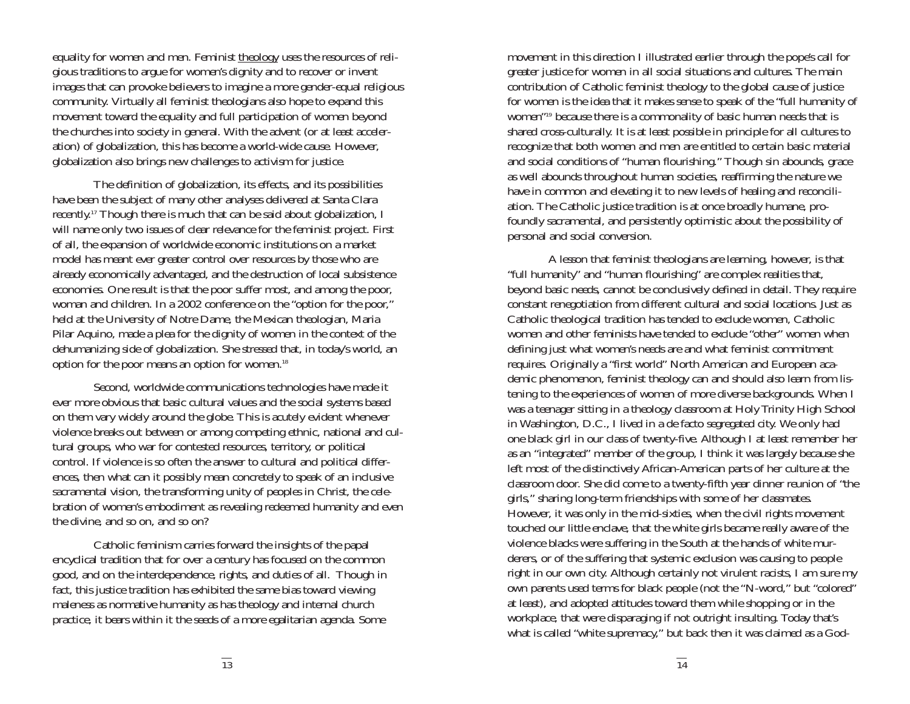equality for women and men. Feminist theology uses the resources of religious traditions to argue for women's dignity and to recover or invent images that can provoke believers to imagine a more gender-equal religious community. Virtually all feminist theologians also hope to expand this movement toward the equality and full participation of women beyond the churches into society in general. With the advent (or at least acceleration) of globalization, this has become a world-wide cause. However, globalization also brings new challenges to activism for justice.

The definition of globalization, its effects, and its possibilities have been the subject of many other analyses delivered at Santa Clara recently.[17] Though there is much that can be said about globalization, I will name only two issues of clear relevance for the feminist project. First of all, the expansion of worldwide economic institutions on a market model has meant ever greater control over resources by those who are already economically advantaged, and the destruction of local subsistence economies. One result is that the poor suffer most, and among the poor, woman and children. In a 2002 conference on the "option for the poor," held at the University of Notre Dame, the Mexican theologian, Maria Pilar Aquino, made a plea for the dignity of women in the context of the dehumanizing side of globalization. She stressed that, in today's world, an option for the poor means an option for women.[18]

Second, worldwide communications technologies have made it ever more obvious that basic cultural values and the social systems based on them vary widely around the globe. This is acutely evident whenever violence breaks out between or among competing ethnic, national and cultural groups, who war for contested resources, territory, or political control. If violence is so often the answer to cultural and political differences, then what can it possibly mean concretely to speak of an inclusive sacramental vision, the transforming unity of peoples in Christ, the celebration of women's embodiment as revealing redeemed humanity and even the divine, and so on, and so on?

Catholic feminism carries forward the insights of the papal encyclical tradition that for over a century has focused on the common good, and on the interdependence, rights, and duties of all. Though in fact, this justice tradition has exhibited the same bias toward viewing maleness as normative humanity as has theology and internal church practice, it bears within it the seeds of a more egalitarian agenda. Some movement in this direction I illustrated earlier through the pope's call for greater justice for women in all social situations and cultures. The main contribution of Catholic feminist theology to the global cause of justice for women is the idea that it makes sense to speak of the "full humanity of women"[19] because there is a commonality of basic human needs that is shared cross-culturally. It is at least possible in principle for all cultures to recognize that both women and men are entitled to certain basic material and social conditions of "human flourishing." Though sin abounds, grace as well abounds throughout human societies, reaffirming the nature we have in common and elevating it to new levels of healing and reconciliation. The Catholic justice tradition is at once broadly humane, profoundly sacramental, and persistently optimistic about the possibility of personal and social conversion.

A lesson that feminist theologians are learning, however, is that "full humanity" and "human flourishing" are complex realities that, beyond basic needs, cannot be conclusively defined in detail. They require constant renegotiation from different cultural and social locations. Just as Catholic theological tradition has tended to exclude women, Catholic women and other feminists have tended to exclude "other" women when defining just what women's needs are and what feminist commitment requires. Originally a "first world" North American and European academic phenomenon, feminist theology can and should also learn from listening to the experiences of women of more diverse backgrounds. When I was a teenager sitting in a theology classroom at Holy Trinity High School in Washington, D.C., I lived in a de facto segregated city. We only had one black girl in our class of twenty-five. Although I at least remember her as an "integrated" member of the group, I think it was largely because she left most of the distinctively African-American parts of her culture at the classroom door. She did come to a twenty-fifth year dinner reunion of "the girls," sharing long-term friendships with some of her classmates. However, it was only in the mid-sixties, when the civil rights movement touched our little enclave, that the white girls became really aware of the violence blacks were suffering in the South at the hands of white murderers, or of the suffering that systemic exclusion was causing to people right in our own city. Although certainly not virulent racists, I am sure my own parents used terms for black people (not the "N-word," but "colored" at least), and adopted attitudes toward them while shopping or in the workplace, that were disparaging if not outright insulting. Today that's what is called "white supremacy," but back then it was claimed as a God-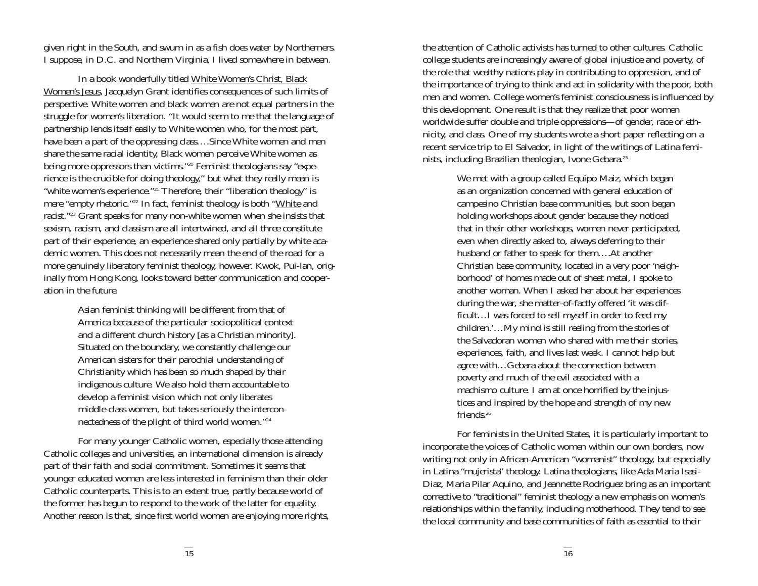given right in the South, and swum in as a fish does water by Northerners. I suppose, in D.C. and Northern Virginia, I lived somewhere in between.

In a book wonderfully titled White Women's Christ, Black Women's Jesus, Jacquelyn Grant identifies consequences of such limits of perspective. White women and black women are not equal partners in the struggle for women's liberation. "It would seem to me that the language of partnership lends itself easily to White women who, for the most part, have been a part of the oppressing class….Since White women and men share the same racial identity, Black women perceive White women as being more oppressors than victims."[20] Feminist theologians say "experience is the crucible for doing theology," but what they really mean is "white women's experience."[21] Therefore, their "liberation theology" is mere "empty rhetoric."[22] In fact, feminist theology is both "White and racist."[23] Grant speaks for many non-white women when she insists that sexism, racism, and classism are all intertwined, and all three constitute part of their experience, an experience shared only partially by white academic women. This does not necessarily mean the end of the road for a more genuinely liberatory feminist theology, however. Kwok, Pui-lan, originally from Hong Kong, looks toward better communication and cooperation in the future.

> Asian feminist thinking will be different from that of America because of the particular sociopolitical context and a different church history [as a Christian minority]. Situated on the boundary, we constantly challenge our American sisters for their parochial understanding of Christianity which has been so much shaped by their indigenous culture. We also hold them accountable to develop a feminist vision which not only liberates middle-class women, but takes seriously the interconnectedness of the plight of third world women."[24]

For many younger Catholic women, especially those attending Catholic colleges and universities, an international dimension is already part of their faith and social commitment. Sometimes it seems that younger educated women are less interested in feminism than their older Catholic counterparts. This is to an extent true, partly because world of the former has begun to respond to the work of the latter for equality. Another reason is that, since first world women are enjoying more rights, the attention of Catholic activists has turned to other cultures. Catholic college students are increasingly aware of global injustice and poverty, of the role that wealthy nations play in contributing to oppression, and of the importance of trying to think and act in solidarity with the poor, both men and women. College women's feminist consciousness is influenced by this development. One result is that they realize that poor women worldwide suffer double and triple oppressions—of gender, race or ethnicity, and class. One of my students wrote a short paper reflecting on a recent service trip to El Salvador, in light of the writings of Latina feminists, including Brazilian theologian, Ivone Gebara.[25]

> We met with a group called Equipo Maiz, which began as an organization concerned with general education of campesino Christian base communities, but soon began holding workshops about gender because they noticed that in their other workshops, women never participated, even when directly asked to, always deferring to their husband or father to speak for them….At another Christian base community, located in a very poor 'neighborhood' of homes made out of sheet metal, I spoke to another woman. When I asked her about her experiences during the war, she matter-of-factly offered 'it was difficult…I was forced to sell myself in order to feed my children.'…My mind is still reeling from the stories of the Salvadoran women who shared with me their stories, experiences, faith, and lives last week. I cannot help but agree with…Gebara about the connection between poverty and much of the evil associated with a machismo culture. I am at once horrified by the injustices and inspired by the hope and strength of my new friends.[26]

For feminists in the United States, it is particularly important to incorporate the voices of Catholic women within our own borders, now writing not only in African-American "womanist" theology, but especially in Latina "mujerista" theology. Latina theologians, like Ada Maria Isasi-Diaz, Maria Pilar Aquino, and Jeannette Rodriguez bring as an important corrective to "traditional" feminist theology a new emphasis on women's relationships within the family, including motherhood. They tend to see the local community and base communities of faith as essential to their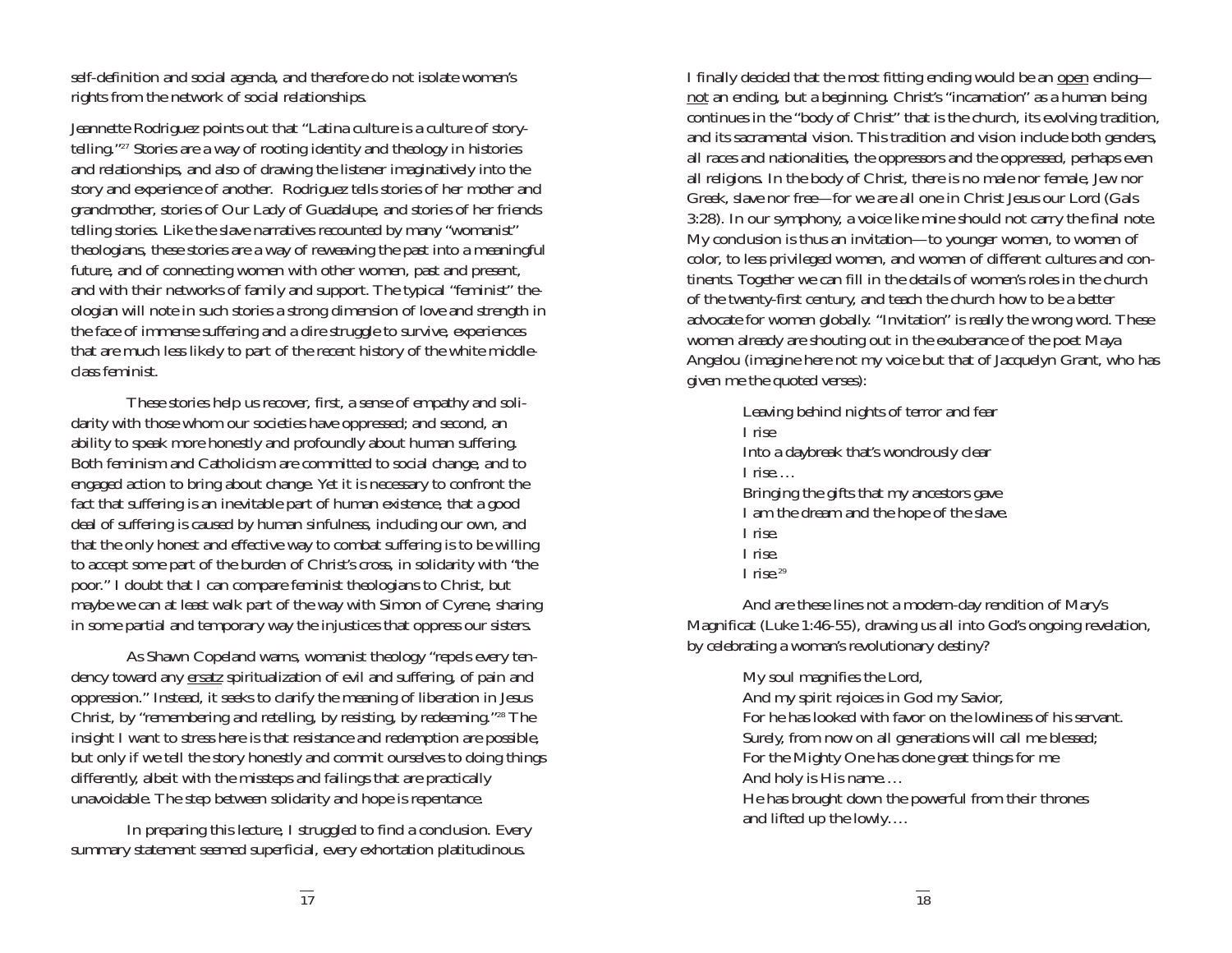self-definition and social agenda, and therefore do not isolate women's rights from the network of social relationships.

Jeannette Rodriguez points out that "Latina culture is a culture of story-telling."[27] Stories are a way of rooting identity and theology in histories and relationships, and also of drawing the listener imaginatively into the story and experience of another. Rodriguez tells stories of her mother and grandmother, stories of Our Lady of Guadalupe, and stories of her friends telling stories. Like the slave narratives recounted by many "womanist" theologians, these stories are a way of reweaving the past into a meaningful future, and of connecting women with other women, past and present, and with their networks of family and support. The typical "feminist" theologian will note in such stories a strong dimension of love and strength in the face of immense suffering and a dire struggle to survive, experiences that are much less likely to part of the recent history of the white middle-class feminist.

These stories help us recover, first, a sense of empathy and solidarity with those whom our societies have oppressed; and second, an ability to speak more honestly and profoundly about human suffering. Both feminism and Catholicism are committed to social change, and to engaged action to bring about change. Yet it is necessary to confront the fact that suffering is an inevitable part of human existence, that a good deal of suffering is caused by human sinfulness, including our own, and that the only honest and effective way to combat suffering is to be willing to accept some part of the burden of Christ's cross, in solidarity with "the poor." I doubt that I can compare feminist theologians to Christ, but maybe we can at least walk part of the way with Simon of Cyrene, sharing in some partial and temporary way the injustices that oppress our sisters.

As Shawn Copeland warns, womanist theology "repels every tendency toward any <u>ersatz</u> spiritualization of evil and suffering, of pain and oppression." Instead, it seeks to clarify the meaning of liberation in Jesus Christ, by "remembering and retelling, by resisting, by redeeming."[28] The insight I want to stress here is that resistance and redemption are possible, but only if we tell the story honestly and commit ourselves to doing things differently, albeit with the missteps and failings that are practically unavoidable. The step between solidarity and hope is repentance.

In preparing this lecture, I struggled to find a conclusion. Every summary statement seemed superficial, every exhortation platitudinous. I finally decided that the most fitting ending would be an <u>open</u> ending—<u>not</u> an ending, but a beginning. Christ's "incarnation" as a human being continues in the "body of Christ" that is the church, its evolving tradition, and its sacramental vision. This tradition and vision include both genders, all races and nationalities, the oppressors and the oppressed, perhaps even all religions. In the body of Christ, there is no male nor female, Jew nor Greek, slave nor free—for we are all one in Christ Jesus our Lord (Gals 3:28). In our symphony, a voice like mine should not carry the final note. My conclusion is thus an invitation—to younger women, to women of color, to less privileged women, and women of different cultures and continents. Together we can fill in the details of women's roles in the church of the twenty-first century, and teach the church how to be a better advocate for women globally. "Invitation" is really the wrong word. These women already are shouting out in the exuberance of the poet Maya Angelou (imagine here not my voice but that of Jacquelyn Grant, who has given me the quoted verses):

> Leaving behind nights of terror and fear
> I rise
> Into a daybreak that's wondrously clear
> I rise. . . .
> Bringing the gifts that my ancestors gave
> I am the dream and the hope of the slave.
> I rise.
> I rise.
> I rise.[29]

And are these lines not a modern-day rendition of Mary's Magnificat (Luke 1:46-55), drawing us all into God's ongoing revelation, by celebrating a woman's revolutionary destiny?

> My soul magnifies the Lord,
> And my spirit rejoices in God my Savior,
> For he has looked with favor on the lowliness of his servant.
> Surely, from now on all generations will call me blessed;
> For the Mighty One has done great things for me
> And holy is His name. . . .
> He has brought down the powerful from their thrones
> and lifted up the lowly. . . .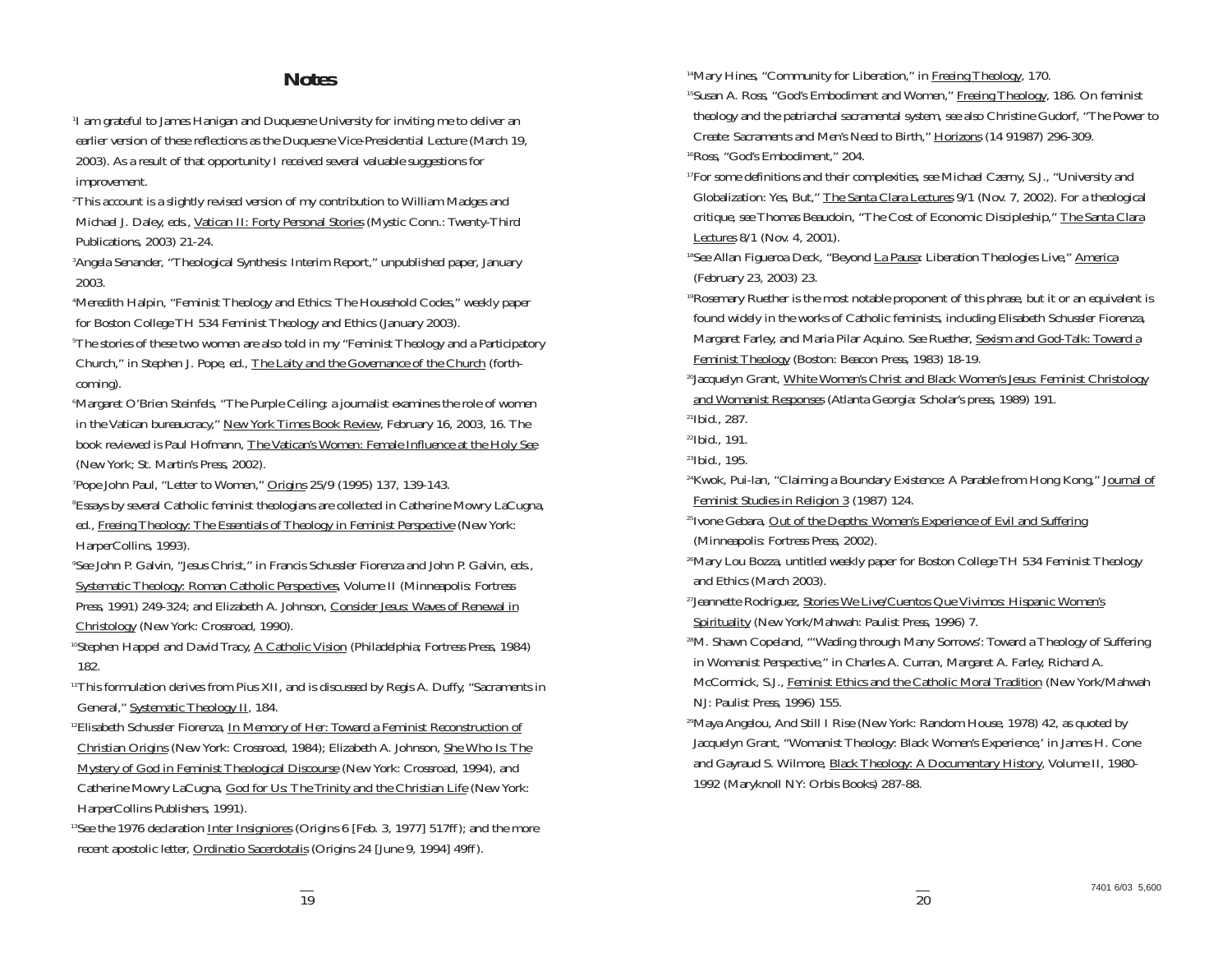# Notes

[1]I am grateful to James Hanigan and Duquesne University for inviting me to deliver an earlier version of these reflections as the Duquesne Vice-Presidential Lecture (March 19, 2003). As a result of that opportunity I received several valuable suggestions for improvement.

[2]This account is a slightly revised version of my contribution to William Madges and Michael J. Daley, eds., Vatican II: Forty Personal Stories (Mystic Conn.: Twenty-Third Publications, 2003) 21-24.

[3]Angela Senander, "Theological Synthesis: Interim Report," unpublished paper, January 2003.

[4]Meredith Halpin, "Feminist Theology and Ethics: The Household Codes," weekly paper for Boston College TH 534 Feminist Theology and Ethics (January 2003).

[5]The stories of these two women are also told in my "Feminist Theology and a Participatory Church," in Stephen J. Pope, ed., The Laity and the Governance of the Church (forth-coming).

[6]Margaret O'Brien Steinfels, "The Purple Ceiling: a journalist examines the role of women in the Vatican bureaucracy," New York Times Book Review, February 16, 2003, 16. The book reviewed is Paul Hofmann, The Vatican's Women: Female Influence at the Holy See (New York; St. Martin's Press, 2002).

[7]Pope John Paul, "Letter to Women," Origins 25/9 (1995) 137, 139-143.

[8]Essays by several Catholic feminist theologians are collected in Catherine Mowry LaCugna, ed., Freeing Theology: The Essentials of Theology in Feminist Perspective (New York: HarperCollins, 1993).

[9]See John P. Galvin, "Jesus Christ," in Francis Schussler Fiorenza and John P. Galvin, eds., Systematic Theology: Roman Catholic Perspectives, Volume II (Minneapolis: Fortress Press, 1991) 249-324; and Elizabeth A. Johnson, Consider Jesus: Waves of Renewal in Christology (New York: Crossroad, 1990).

[10]Stephen Happel and David Tracy, A Catholic Vision (Philadelphia; Fortress Press, 1984) 182.

[11]This formulation derives from Pius XII, and is discussed by Regis A. Duffy, "Sacraments in General," Systematic Theology II, 184.

[12]Elisabeth Schussler Fiorenza, In Memory of Her: Toward a Feminist Reconstruction of Christian Origins (New York: Crossroad, 1984); Elizabeth A. Johnson, She Who Is: The Mystery of God in Feminist Theological Discourse (New York: Crossroad, 1994), and Catherine Mowry LaCugna, God for Us: The Trinity and the Christian Life (New York: HarperCollins Publishers, 1991).

[13]See the 1976 declaration Inter Insigniores (Origins 6 [Feb. 3, 1977] 517ff); and the more recent apostolic letter, Ordinatio Sacerdotalis (Origins 24 [June 9, 1994] 49ff).

[14]Mary Hines, "Community for Liberation," in Freeing Theology, 170.

[15]Susan A. Ross, "God's Embodiment and Women," Freeing Theology, 186. On feminist theology and the patriarchal sacramental system, see also Christine Gudorf, "The Power to Create: Sacraments and Men's Need to Birth," Horizons (14 91987) 296-309.

[16]Ross, "God's Embodiment," 204.

[17]For some definitions and their complexities, see Michael Czerny, S.J., "University and Globalization: Yes, But," The Santa Clara Lectures 9/1 (Nov. 7, 2002). For a theological critique, see Thomas Beaudoin, "The Cost of Economic Discipleship," The Santa Clara Lectures 8/1 (Nov. 4, 2001).

[18]See Allan Figueroa Deck, "Beyond La Pausa: Liberation Theologies Live," America (February 23, 2003) 23.

[19]Rosemary Ruether is the most notable proponent of this phrase, but it or an equivalent is found widely in the works of Catholic feminists, including Elisabeth Schussler Fiorenza, Margaret Farley, and Maria Pilar Aquino. See Ruether, Sexism and God-Talk: Toward a Feminist Theology (Boston: Beacon Press, 1983) 18-19.

[20]Jacquelyn Grant, White Women's Christ and Black Women's Jesus: Feminist Christology and Womanist Responses (Atlanta Georgia: Scholar's press, 1989) 191.

[21]Ibid., 287.

[22]Ibid., 191.

[23]Ibid., 195.

[24]Kwok, Pui-lan, "Claiming a Boundary Existence: A Parable from Hong Kong," Journal of Feminist Studies in Religion 3 (1987) 124.

[25]Ivone Gebara, Out of the Depths: Women's Experience of Evil and Suffering (Minneapolis: Fortress Press, 2002).

[26]Mary Lou Bozza, untitled weekly paper for Boston College TH 534 Feminist Theology and Ethics (March 2003).

[27]Jeannette Rodriguez, Stories We Live/Cuentos Que Vivimos: Hispanic Women's Spirituality (New York/Mahwah: Paulist Press, 1996) 7.

[28]M. Shawn Copeland, "'Wading through Many Sorrows': Toward a Theology of Suffering in Womanist Perspective," in Charles A. Curran, Margaret A. Farley, Richard A. McCormick, S.J., Feminist Ethics and the Catholic Moral Tradition (New York/Mahwah NJ: Paulist Press, 1996) 155.

[29]Maya Angelou, And Still I Rise (New York: Random House, 1978) 42, as quoted by Jacquelyn Grant, "Womanist Theology: Black Women's Experience,' in James H. Cone and Gayraud S. Wilmore, Black Theology: A Documentary History, Volume II, 1980-1992 (Maryknoll NY: Orbis Books) 287-88.

7401 6/03 5,600